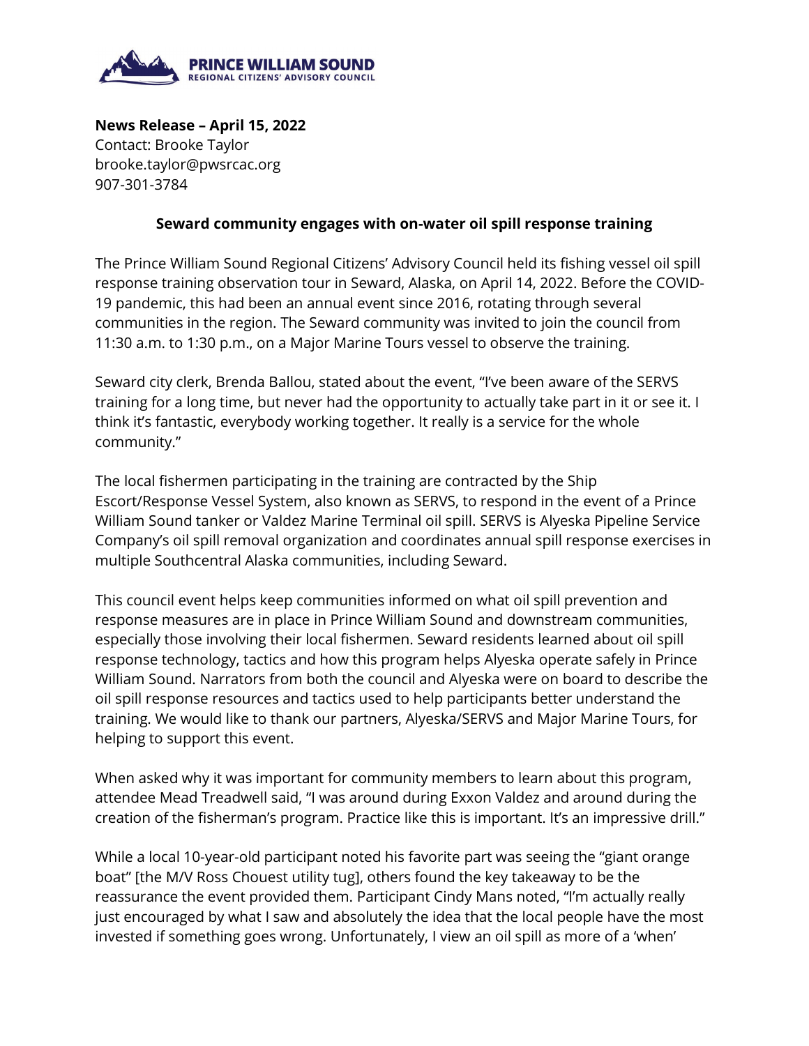**PRINCE WILLIAM SOUND**
**REGIONAL CITIZENS' ADVISORY COUNCIL**

**News Release – April 15, 2022**
Contact: Brooke Taylor
brooke.taylor@pwsrcac.org
907-301-3784

**Seward community engages with on-water oil spill response training**

The Prince William Sound Regional Citizens' Advisory Council held its fishing vessel oil spill response training observation tour in Seward, Alaska, on April 14, 2022. Before the COVID-19 pandemic, this had been an annual event since 2016, rotating through several communities in the region. The Seward community was invited to join the council from 11:30 a.m. to 1:30 p.m., on a Major Marine Tours vessel to observe the training.

Seward city clerk, Brenda Ballou, stated about the event, "I've been aware of the SERVS training for a long time, but never had the opportunity to actually take part in it or see it. I think it's fantastic, everybody working together. It really is a service for the whole community."

The local fishermen participating in the training are contracted by the Ship Escort/Response Vessel System, also known as SERVS, to respond in the event of a Prince William Sound tanker or Valdez Marine Terminal oil spill. SERVS is Alyeska Pipeline Service Company's oil spill removal organization and coordinates annual spill response exercises in multiple Southcentral Alaska communities, including Seward.

This council event helps keep communities informed on what oil spill prevention and response measures are in place in Prince William Sound and downstream communities, especially those involving their local fishermen. Seward residents learned about oil spill response technology, tactics and how this program helps Alyeska operate safely in Prince William Sound. Narrators from both the council and Alyeska were on board to describe the oil spill response resources and tactics used to help participants better understand the training. We would like to thank our partners, Alyeska/SERVS and Major Marine Tours, for helping to support this event.

When asked why it was important for community members to learn about this program, attendee Mead Treadwell said, "I was around during Exxon Valdez and around during the creation of the fisherman's program. Practice like this is important. It's an impressive drill."

While a local 10-year-old participant noted his favorite part was seeing the "giant orange boat" [the M/V Ross Chouest utility tug], others found the key takeaway to be the reassurance the event provided them. Participant Cindy Mans noted, "I'm actually really just encouraged by what I saw and absolutely the idea that the local people have the most invested if something goes wrong. Unfortunately, I view an oil spill as more of a 'when'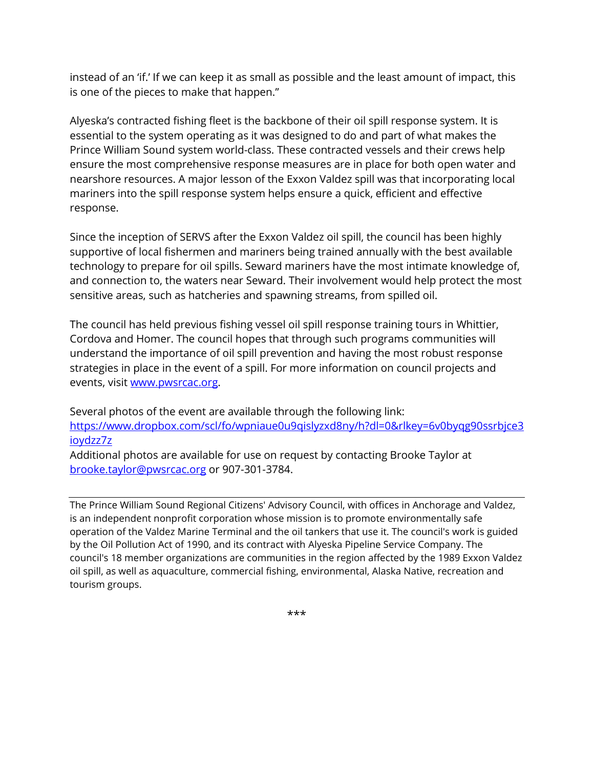instead of an 'if.' If we can keep it as small as possible and the least amount of impact, this is one of the pieces to make that happen."

Alyeska's contracted fishing fleet is the backbone of their oil spill response system. It is essential to the system operating as it was designed to do and part of what makes the Prince William Sound system world-class. These contracted vessels and their crews help ensure the most comprehensive response measures are in place for both open water and nearshore resources. A major lesson of the Exxon Valdez spill was that incorporating local mariners into the spill response system helps ensure a quick, efficient and effective response.

Since the inception of SERVS after the Exxon Valdez oil spill, the council has been highly supportive of local fishermen and mariners being trained annually with the best available technology to prepare for oil spills. Seward mariners have the most intimate knowledge of, and connection to, the waters near Seward. Their involvement would help protect the most sensitive areas, such as hatcheries and spawning streams, from spilled oil.

The council has held previous fishing vessel oil spill response training tours in Whittier, Cordova and Homer. The council hopes that through such programs communities will understand the importance of oil spill prevention and having the most robust response strategies in place in the event of a spill. For more information on council projects and events, visit [www.pwsrcac.org](http://www.pwsrcac.org).

Several photos of the event are available through the following link:
[https://www.dropbox.com/scl/fo/wpniaue0u9qislyzxd8ny/h?dl=0&rlkey=6v0byqg90ssrbjce3ioydzz7z](https://www.dropbox.com/scl/fo/wpniaue0u9qislyzxd8ny/h?dl=0&rlkey=6v0byqg90ssrbjce3ioydzz7z)
Additional photos are available for use on request by contacting Brooke Taylor at [brooke.taylor@pwsrcac.org](mailto:brooke.taylor@pwsrcac.org) or 907-301-3784.

---

The Prince William Sound Regional Citizens' Advisory Council, with offices in Anchorage and Valdez, is an independent nonprofit corporation whose mission is to promote environmentally safe operation of the Valdez Marine Terminal and the oil tankers that use it. The council's work is guided by the Oil Pollution Act of 1990, and its contract with Alyeska Pipeline Service Company. The council's 18 member organizations are communities in the region affected by the 1989 Exxon Valdez oil spill, as well as aquaculture, commercial fishing, environmental, Alaska Native, recreation and tourism groups.

***